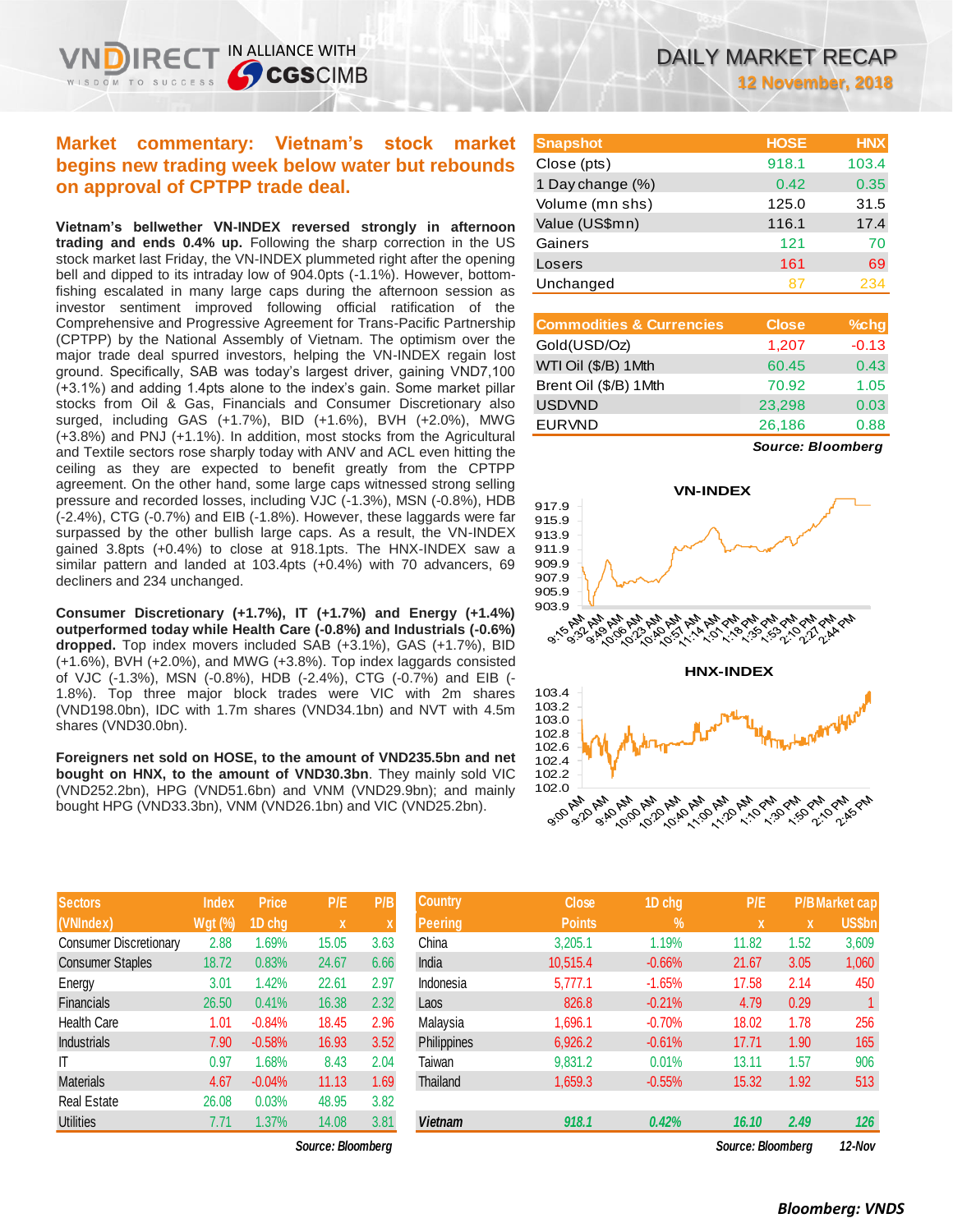# DAILY MARKET RECAP

**12 November, 2018**

## Market commentary: Vietnam's stock market begins new trading week below water but rebounds on approval of CPTPP trade deal.

**Vietnam's bellwether VN-INDEX reversed strongly in afternoon trading and ends 0.4% up.** Following the sharp correction in the US stock market last Friday, the VN-INDEX plummeted right after the opening bell and dipped to its intraday low of 904.0pts (-1.1%). However, bottom-fishing escalated in many large caps during the afternoon session as investor sentiment improved following official ratification of the Comprehensive and Progressive Agreement for Trans-Pacific Partnership (CPTPP) by the National Assembly of Vietnam. The optimism over the major trade deal spurred investors, helping the VN-INDEX regain lost ground. Specifically, SAB was today's largest driver, gaining VND7,100 (+3.1%) and adding 1.4pts alone to the index's gain. Some market pillar stocks from Oil & Gas, Financials and Consumer Discretionary also surged, including GAS (+1.7%), BID (+1.6%), BVH (+2.0%), MWG (+3.8%) and PNJ (+1.1%). In addition, most stocks from the Agricultural and Textile sectors rose sharply today with ANV and ACL even hitting the ceiling as they are expected to benefit greatly from the CPTPP agreement. On the other hand, some large caps witnessed strong selling pressure and recorded losses, including VJC (-1.3%), MSN (-0.8%), HDB (-2.4%), CTG (-0.7%) and EIB (-1.8%). However, these laggards were far surpassed by the other bullish large caps. As a result, the VN-INDEX gained 3.8pts (+0.4%) to close at 918.1pts. The HNX-INDEX saw a similar pattern and landed at 103.4pts (+0.4%) with 70 advancers, 69 decliners and 234 unchanged.

**Consumer Discretionary (+1.7%), IT (+1.7%) and Energy (+1.4%) outperformed today while Health Care (-0.8%) and Industrials (-0.6%) dropped.** Top index movers included SAB (+3.1%), GAS (+1.7%), BID (+1.6%), BVH (+2.0%), and MWG (+3.8%). Top index laggards consisted of VJC (-1.3%), MSN (-0.8%), HDB (-2.4%), CTG (-0.7%) and EIB (-1.8%). Top three major block trades were VIC with 2m shares (VND198.0bn), IDC with 1.7m shares (VND34.1bn) and NVT with 4.5m shares (VND30.0bn).

**Foreigners net sold on HOSE, to the amount of VND235.5bn and net bought on HNX, to the amount of VND30.3bn**. They mainly sold VIC (VND252.2bn), HPG (VND51.6bn) and VNM (VND29.9bn); and mainly bought HPG (VND33.3bn), VNM (VND26.1bn) and VIC (VND25.2bn).

| Snapshot | HOSE | HNX |
|---|---|---|
| Close (pts) | 918.1 | 103.4 |
| 1 Day change (%) | 0.42 | 0.35 |
| Volume (mn shs) | 125.0 | 31.5 |
| Value (US$mn) | 116.1 | 17.4 |
| Gainers | 121 | 70 |
| Losers | 161 | 69 |
| Unchanged | 87 | 234 |

| Commodities & Currencies | Close | %chg |
|---|---|---|
| Gold(USD/Oz) | 1,207 | -0.13 |
| WTI Oil ($/B) 1Mth | 60.45 | 0.43 |
| Brent Oil ($/B) 1Mth | 70.92 | 1.05 |
| USDVND | 23,298 | 0.03 |
| EURVND | 26,186 | 0.88 |

*Source: Bloomberg*

VN-INDEX

HNX-INDEX

| Sectors (VNIndex) | Index Wgt (%) | Price 1D chg | P/E x | P/B x |
|---|---|---|---|---|
| Consumer Discretionary | 2.88 | 1.69% | 15.05 | 3.63 |
| Consumer Staples | 18.72 | 0.83% | 24.67 | 6.66 |
| Energy | 3.01 | 1.42% | 22.61 | 2.97 |
| Financials | 26.50 | 0.41% | 16.38 | 2.32 |
| Health Care | 1.01 | -0.84% | 18.45 | 2.96 |
| Industrials | 7.90 | -0.58% | 16.93 | 3.52 |
| IT | 0.97 | 1.68% | 8.43 | 2.04 |
| Materials | 4.67 | -0.04% | 11.13 | 1.69 |
| Real Estate | 26.08 | 0.03% | 48.95 | 3.82 |
| Utilities | 7.71 | 1.37% | 14.08 | 3.81 |

*Source: Bloomberg*

| Country Peering | Close Points | 1D chg % | P/E x | P/B x | Market cap US$bn |
|---|---|---|---|---|---|
| China | 3,205.1 | 1.19% | 11.82 | 1.52 | 3,609 |
| India | 10,515.4 | -0.66% | 21.67 | 3.05 | 1,060 |
| Indonesia | 5,777.1 | -1.65% | 17.58 | 2.14 | 450 |
| Laos | 826.8 | -0.21% | 4.79 | 0.29 | 1 |
| Malaysia | 1,696.1 | -0.70% | 18.02 | 1.78 | 256 |
| Philippines | 6,926.2 | -0.61% | 17.71 | 1.90 | 165 |
| Taiwan | 9,831.2 | 0.01% | 13.11 | 1.57 | 906 |
| Thailand | 1,659.3 | -0.55% | 15.32 | 1.92 | 513 |
| ***Vietnam*** | ***918.1*** | ***0.42%*** | ***16.10*** | ***2.49*** | ***126*** |

*Source: Bloomberg* *12-Nov*

***Bloomberg: VNDS***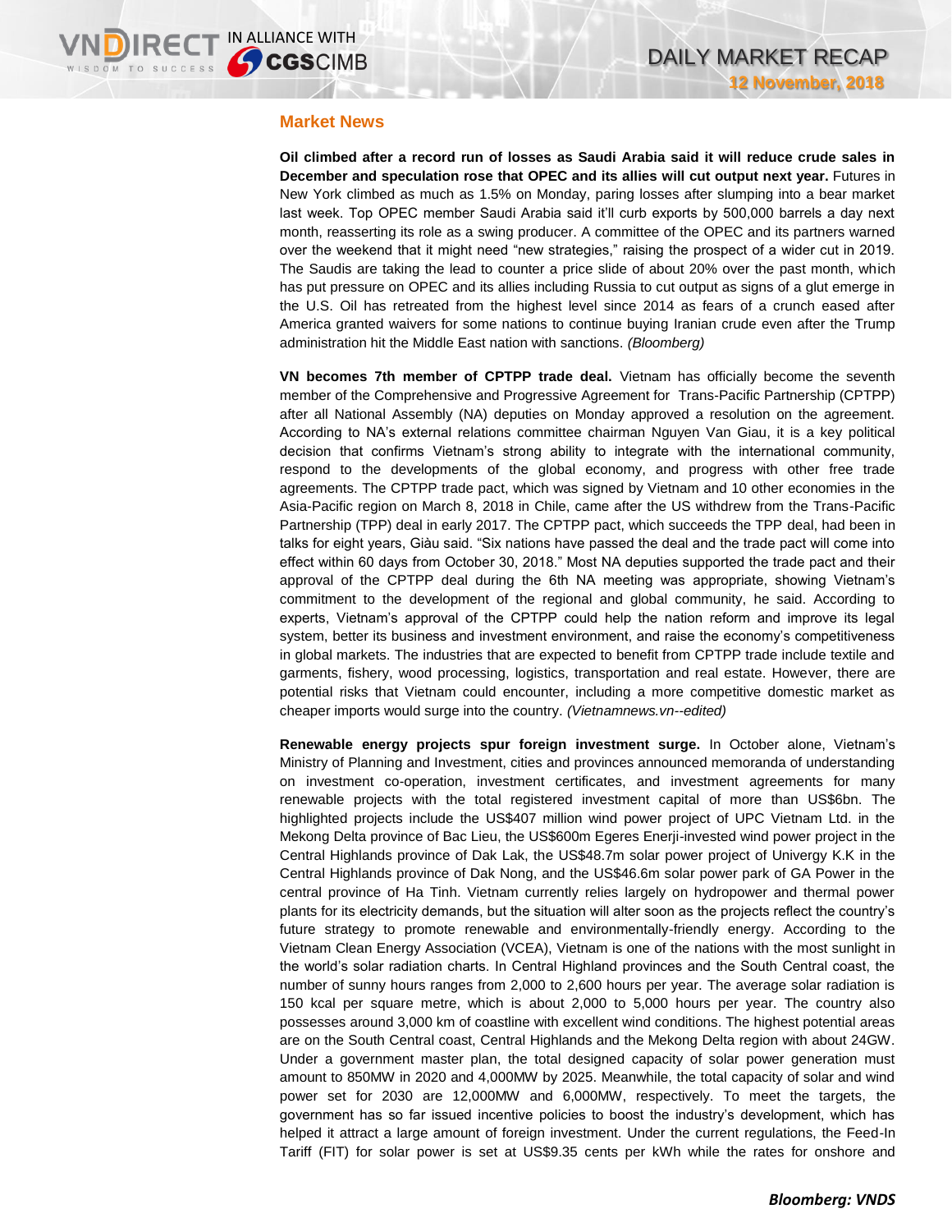## Market News

**Oil climbed after a record run of losses as Saudi Arabia said it will reduce crude sales in December and speculation rose that OPEC and its allies will cut output next year.** Futures in New York climbed as much as 1.5% on Monday, paring losses after slumping into a bear market last week. Top OPEC member Saudi Arabia said it'll curb exports by 500,000 barrels a day next month, reasserting its role as a swing producer. A committee of the OPEC and its partners warned over the weekend that it might need "new strategies," raising the prospect of a wider cut in 2019. The Saudis are taking the lead to counter a price slide of about 20% over the past month, which has put pressure on OPEC and its allies including Russia to cut output as signs of a glut emerge in the U.S. Oil has retreated from the highest level since 2014 as fears of a crunch eased after America granted waivers for some nations to continue buying Iranian crude even after the Trump administration hit the Middle East nation with sanctions. *(Bloomberg)*

**VN becomes 7th member of CPTPP trade deal.** Vietnam has officially become the seventh member of the Comprehensive and Progressive Agreement for Trans-Pacific Partnership (CPTPP) after all National Assembly (NA) deputies on Monday approved a resolution on the agreement. According to NA's external relations committee chairman Nguyen Van Giau, it is a key political decision that confirms Vietnam's strong ability to integrate with the international community, respond to the developments of the global economy, and progress with other free trade agreements. The CPTPP trade pact, which was signed by Vietnam and 10 other economies in the Asia-Pacific region on March 8, 2018 in Chile, came after the US withdrew from the Trans-Pacific Partnership (TPP) deal in early 2017. The CPTPP pact, which succeeds the TPP deal, had been in talks for eight years, Giàu said. "Six nations have passed the deal and the trade pact will come into effect within 60 days from October 30, 2018." Most NA deputies supported the trade pact and their approval of the CPTPP deal during the 6th NA meeting was appropriate, showing Vietnam's commitment to the development of the regional and global community, he said. According to experts, Vietnam's approval of the CPTPP could help the nation reform and improve its legal system, better its business and investment environment, and raise the economy's competitiveness in global markets. The industries that are expected to benefit from CPTPP trade include textile and garments, fishery, wood processing, logistics, transportation and real estate. However, there are potential risks that Vietnam could encounter, including a more competitive domestic market as cheaper imports would surge into the country. *(Vietnamnews.vn--edited)*

**Renewable energy projects spur foreign investment surge.** In October alone, Vietnam's Ministry of Planning and Investment, cities and provinces announced memoranda of understanding on investment co-operation, investment certificates, and investment agreements for many renewable projects with the total registered investment capital of more than US$6bn. The highlighted projects include the US$407 million wind power project of UPC Vietnam Ltd. in the Mekong Delta province of Bac Lieu, the US$600m Egeres Enerji-invested wind power project in the Central Highlands province of Dak Lak, the US$48.7m solar power project of Univergy K.K in the Central Highlands province of Dak Nong, and the US$46.6m solar power park of GA Power in the central province of Ha Tinh. Vietnam currently relies largely on hydropower and thermal power plants for its electricity demands, but the situation will alter soon as the projects reflect the country's future strategy to promote renewable and environmentally-friendly energy. According to the Vietnam Clean Energy Association (VCEA), Vietnam is one of the nations with the most sunlight in the world's solar radiation charts. In Central Highland provinces and the South Central coast, the number of sunny hours ranges from 2,000 to 2,600 hours per year. The average solar radiation is 150 kcal per square metre, which is about 2,000 to 5,000 hours per year. The country also possesses around 3,000 km of coastline with excellent wind conditions. The highest potential areas are on the South Central coast, Central Highlands and the Mekong Delta region with about 24GW. Under a government master plan, the total designed capacity of solar power generation must amount to 850MW in 2020 and 4,000MW by 2025. Meanwhile, the total capacity of solar and wind power set for 2030 are 12,000MW and 6,000MW, respectively. To meet the targets, the government has so far issued incentive policies to boost the industry's development, which has helped it attract a large amount of foreign investment. Under the current regulations, the Feed-In Tariff (FIT) for solar power is set at US$9.35 cents per kWh while the rates for onshore and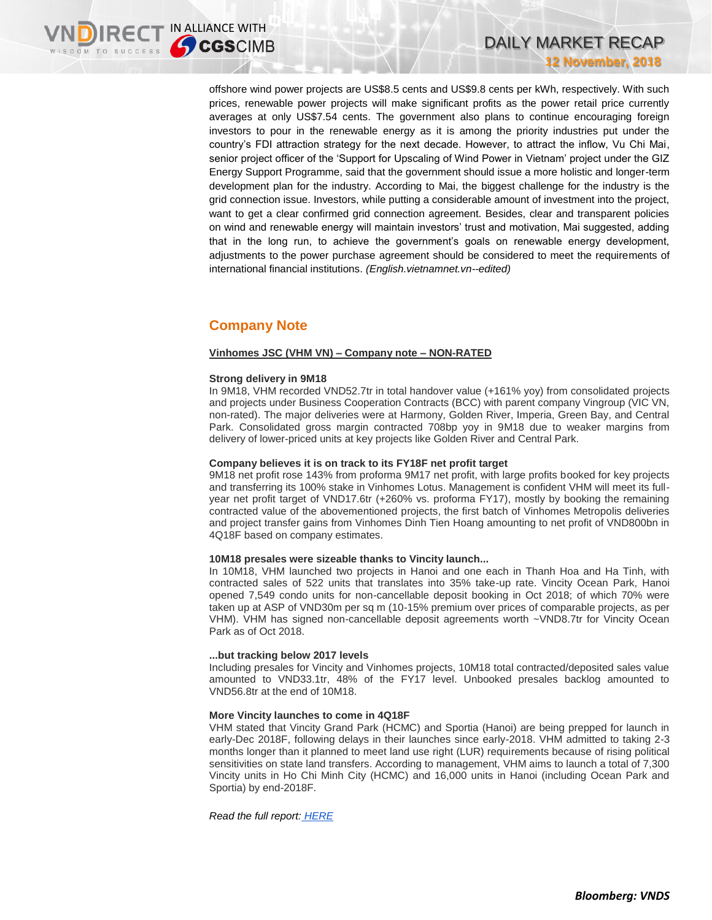offshore wind power projects are US$8.5 cents and US$9.8 cents per kWh, respectively. With such prices, renewable power projects will make significant profits as the power retail price currently averages at only US$7.54 cents. The government also plans to continue encouraging foreign investors to pour in the renewable energy as it is among the priority industries put under the country's FDI attraction strategy for the next decade. However, to attract the inflow, Vu Chi Mai, senior project officer of the 'Support for Upscaling of Wind Power in Vietnam' project under the GIZ Energy Support Programme, said that the government should issue a more holistic and longer-term development plan for the industry. According to Mai, the biggest challenge for the industry is the grid connection issue. Investors, while putting a considerable amount of investment into the project, want to get a clear confirmed grid connection agreement. Besides, clear and transparent policies on wind and renewable energy will maintain investors' trust and motivation, Mai suggested, adding that in the long run, to achieve the government's goals on renewable energy development, adjustments to the power purchase agreement should be considered to meet the requirements of international financial institutions. *(English.vietnamnet.vn--edited)*

## Company Note

**Vinhomes JSC (VHM VN) – Company note – NON-RATED**

**Strong delivery in 9M18**

In 9M18, VHM recorded VND52.7tr in total handover value (+161% yoy) from consolidated projects and projects under Business Cooperation Contracts (BCC) with parent company Vingroup (VIC VN, non-rated). The major deliveries were at Harmony, Golden River, Imperia, Green Bay, and Central Park. Consolidated gross margin contracted 708bp yoy in 9M18 due to weaker margins from delivery of lower-priced units at key projects like Golden River and Central Park.

**Company believes it is on track to its FY18F net profit target**

9M18 net profit rose 143% from proforma 9M17 net profit, with large profits booked for key projects and transferring its 100% stake in Vinhomes Lotus. Management is confident VHM will meet its full-year net profit target of VND17.6tr (+260% vs. proforma FY17), mostly by booking the remaining contracted value of the abovementioned projects, the first batch of Vinhomes Metropolis deliveries and project transfer gains from Vinhomes Dinh Tien Hoang amounting to net profit of VND800bn in 4Q18F based on company estimates.

**10M18 presales were sizeable thanks to Vincity launch...**

In 10M18, VHM launched two projects in Hanoi and one each in Thanh Hoa and Ha Tinh, with contracted sales of 522 units that translates into 35% take-up rate. Vincity Ocean Park, Hanoi opened 7,549 condo units for non-cancellable deposit booking in Oct 2018; of which 70% were taken up at ASP of VND30m per sq m (10-15% premium over prices of comparable projects, as per VHM). VHM has signed non-cancellable deposit agreements worth ~VND8.7tr for Vincity Ocean Park as of Oct 2018.

**...but tracking below 2017 levels**

Including presales for Vincity and Vinhomes projects, 10M18 total contracted/deposited sales value amounted to VND33.1tr, 48% of the FY17 level. Unbooked presales backlog amounted to VND56.8tr at the end of 10M18.

**More Vincity launches to come in 4Q18F**

VHM stated that Vincity Grand Park (HCMC) and Sportia (Hanoi) are being prepped for launch in early-Dec 2018F, following delays in their launches since early-2018. VHM admitted to taking 2-3 months longer than it planned to meet land use right (LUR) requirements because of rising political sensitivities on state land transfers. According to management, VHM aims to launch a total of 7,300 Vincity units in Ho Chi Minh City (HCMC) and 16,000 units in Hanoi (including Ocean Park and Sportia) by end-2018F.

*Read the full report:* [HERE]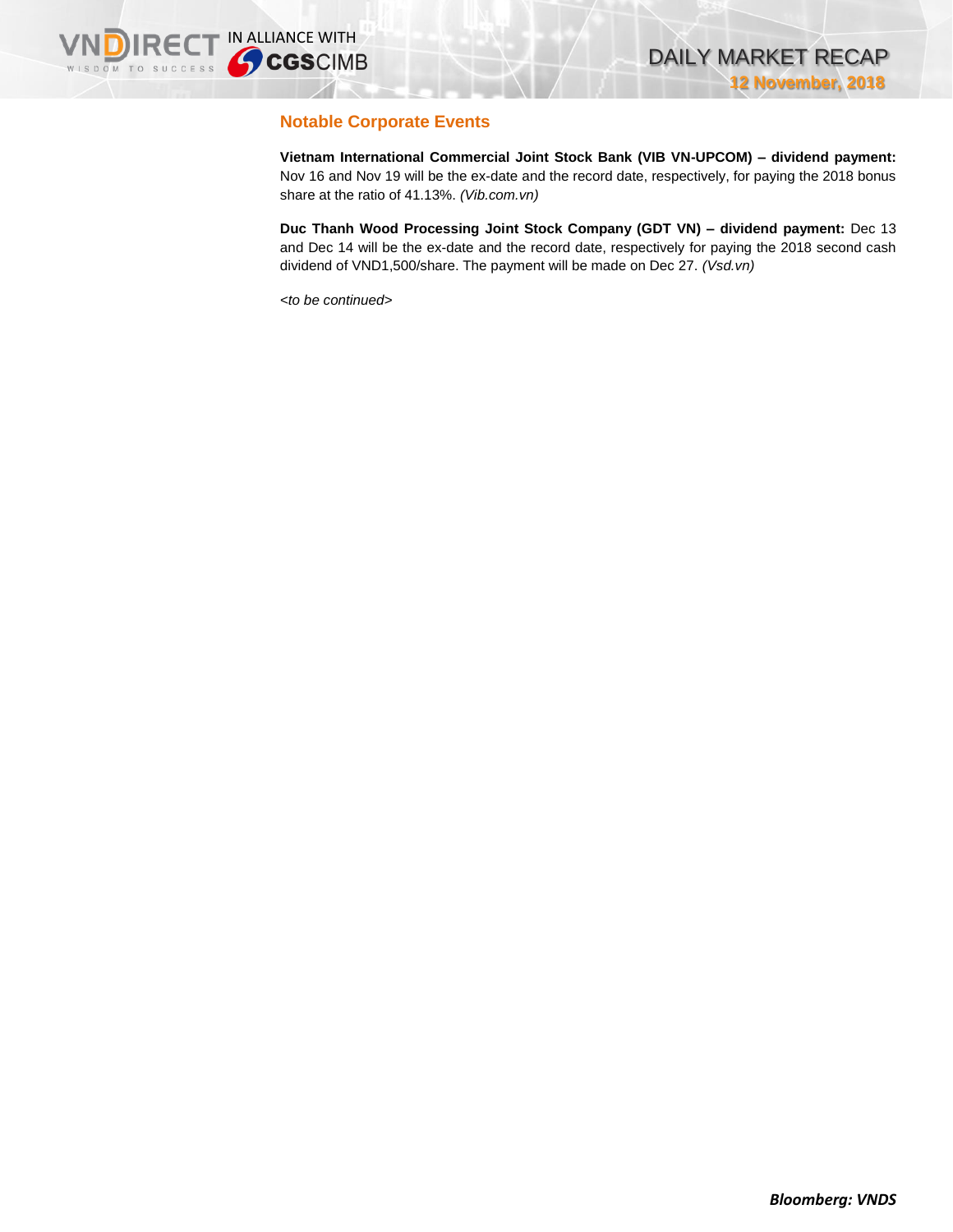## Notable Corporate Events

**Vietnam International Commercial Joint Stock Bank (VIB VN-UPCOM) – dividend payment:** Nov 16 and Nov 19 will be the ex-date and the record date, respectively, for paying the 2018 bonus share at the ratio of 41.13%. *(Vib.com.vn)*

**Duc Thanh Wood Processing Joint Stock Company (GDT VN) – dividend payment:** Dec 13 and Dec 14 will be the ex-date and the record date, respectively for paying the 2018 second cash dividend of VND1,500/share. The payment will be made on Dec 27. *(Vsd.vn)*

*<to be continued>*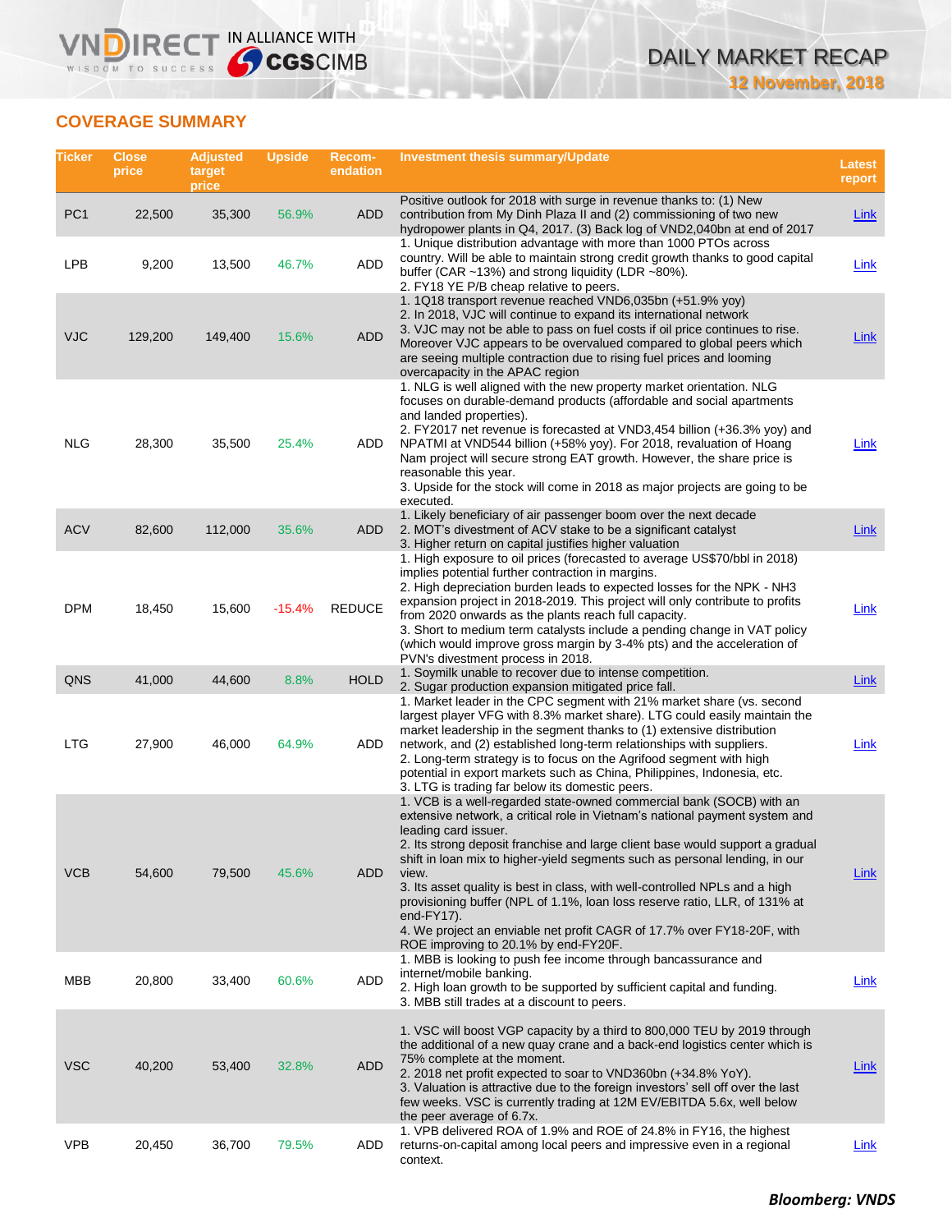## COVERAGE SUMMARY

| Ticker | Close price | Adjusted target price | Upside | Recom-endation | Investment thesis summary/Update | Latest report |
|---|---|---|---|---|---|---|
| PC1 | 22,500 | 35,300 | 56.9% | ADD | Positive outlook for 2018 with surge in revenue thanks to: (1) New contribution from My Dinh Plaza II and (2) commissioning of two new hydropower plants in Q4, 2017. (3) Back log of VND2,040bn at end of 2017 | Link |
| LPB | 9,200 | 13,500 | 46.7% | ADD | 1. Unique distribution advantage with more than 1000 PTOs across country. Will be able to maintain strong credit growth thanks to good capital buffer (CAR ~13%) and strong liquidity (LDR ~80%).<br>2. FY18 YE P/B cheap relative to peers. | Link |
| VJC | 129,200 | 149,400 | 15.6% | ADD | 1. 1Q18 transport revenue reached VND6,035bn (+51.9% yoy)<br>2. In 2018, VJC will continue to expand its international network<br>3. VJC may not be able to pass on fuel costs if oil price continues to rise. Moreover VJC appears to be overvalued compared to global peers which are seeing multiple contraction due to rising fuel prices and looming overcapacity in the APAC region | Link |
| NLG | 28,300 | 35,500 | 25.4% | ADD | 1. NLG is well aligned with the new property market orientation. NLG focuses on durable-demand products (affordable and social apartments and landed properties).<br>2. FY2017 net revenue is forecasted at VND3,454 billion (+36.3% yoy) and NPATMI at VND544 billion (+58% yoy). For 2018, revaluation of Hoang Nam project will secure strong EAT growth. However, the share price is reasonable this year.<br>3. Upside for the stock will come in 2018 as major projects are going to be executed. | Link |
| ACV | 82,600 | 112,000 | 35.6% | ADD | 1. Likely beneficiary of air passenger boom over the next decade<br>2. MOT's divestment of ACV stake to be a significant catalyst<br>3. Higher return on capital justifies higher valuation | Link |
| DPM | 18,450 | 15,600 | -15.4% | REDUCE | 1. High exposure to oil prices (forecasted to average US$70/bbl in 2018) implies potential further contraction in margins.<br>2. High depreciation burden leads to expected losses for the NPK - NH3 expansion project in 2018-2019. This project will only contribute to profits from 2020 onwards as the plants reach full capacity.<br>3. Short to medium term catalysts include a pending change in VAT policy (which would improve gross margin by 3-4% pts) and the acceleration of PVN's divestment process in 2018. | Link |
| QNS | 41,000 | 44,600 | 8.8% | HOLD | 1. Soymilk unable to recover due to intense competition.<br>2. Sugar production expansion mitigated price fall. | Link |
| LTG | 27,900 | 46,000 | 64.9% | ADD | 1. Market leader in the CPC segment with 21% market share (vs. second largest player VFG with 8.3% market share). LTG could easily maintain the market leadership in the segment thanks to (1) extensive distribution network, and (2) established long-term relationships with suppliers.<br>2. Long-term strategy is to focus on the Agrifood segment with high potential in export markets such as China, Philippines, Indonesia, etc.<br>3. LTG is trading far below its domestic peers. | Link |
| VCB | 54,600 | 79,500 | 45.6% | ADD | 1. VCB is a well-regarded state-owned commercial bank (SOCB) with an extensive network, a critical role in Vietnam's national payment system and leading card issuer.<br>2. Its strong deposit franchise and large client base would support a gradual shift in loan mix to higher-yield segments such as personal lending, in our view.<br>3. Its asset quality is best in class, with well-controlled NPLs and a high provisioning buffer (NPL of 1.1%, loan loss reserve ratio, LLR, of 131% at end-FY17).<br>4. We project an enviable net profit CAGR of 17.7% over FY18-20F, with ROE improving to 20.1% by end-FY20F. | Link |
| MBB | 20,800 | 33,400 | 60.6% | ADD | 1. MBB is looking to push fee income through bancassurance and internet/mobile banking.<br>2. High loan growth to be supported by sufficient capital and funding.<br>3. MBB still trades at a discount to peers. | Link |
| VSC | 40,200 | 53,400 | 32.8% | ADD | 1. VSC will boost VGP capacity by a third to 800,000 TEU by 2019 through the additional of a new quay crane and a back-end logistics center which is 75% complete at the moment.<br>2. 2018 net profit expected to soar to VND360bn (+34.8% YoY).<br>3. Valuation is attractive due to the foreign investors' sell off over the last few weeks. VSC is currently trading at 12M EV/EBITDA 5.6x, well below the peer average of 6.7x. | Link |
| VPB | 20,450 | 36,700 | 79.5% | ADD | 1. VPB delivered ROA of 1.9% and ROE of 24.8% in FY16, the highest returns-on-capital among local peers and impressive even in a regional context. | Link |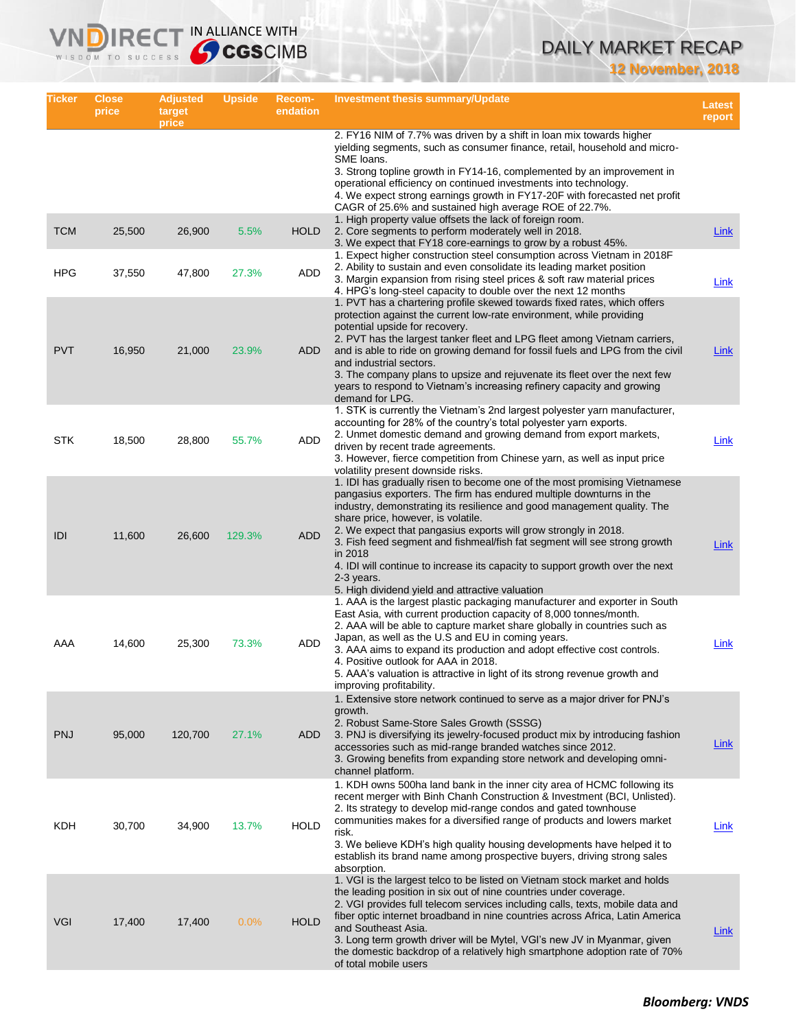| Ticker | Close price | Adjusted target price | Upside | Recom-endation | Investment thesis summary/Update | Latest report |
|---|---|---|---|---|---|---|
| | | | | | 2. FY16 NIM of 7.7% was driven by a shift in loan mix towards higher yielding segments, such as consumer finance, retail, household and micro-SME loans.<br>3. Strong topline growth in FY14-16, complemented by an improvement in operational efficiency on continued investments into technology.<br>4. We expect strong earnings growth in FY17-20F with forecasted net profit CAGR of 25.6% and sustained high average ROE of 22.7%. | |
| TCM | 25,500 | 26,900 | 5.5% | HOLD | 1. High property value offsets the lack of foreign room.<br>2. Core segments to perform moderately well in 2018.<br>3. We expect that FY18 core-earnings to grow by a robust 45%. | Link |
| HPG | 37,550 | 47,800 | 27.3% | ADD | 1. Expect higher construction steel consumption across Vietnam in 2018F<br>2. Ability to sustain and even consolidate its leading market position<br>3. Margin expansion from rising steel prices & soft raw material prices<br>4. HPG's long-steel capacity to double over the next 12 months | Link |
| PVT | 16,950 | 21,000 | 23.9% | ADD | 1. PVT has a chartering profile skewed towards fixed rates, which offers protection against the current low-rate environment, while providing potential upside for recovery.<br>2. PVT has the largest tanker fleet and LPG fleet among Vietnam carriers, and is able to ride on growing demand for fossil fuels and LPG from the civil and industrial sectors.<br>3. The company plans to upsize and rejuvenate its fleet over the next few years to respond to Vietnam's increasing refinery capacity and growing demand for LPG. | Link |
| STK | 18,500 | 28,800 | 55.7% | ADD | 1. STK is currently the Vietnam's 2nd largest polyester yarn manufacturer, accounting for 28% of the country's total polyester yarn exports.<br>2. Unmet domestic demand and growing demand from export markets, driven by recent trade agreements.<br>3. However, fierce competition from Chinese yarn, as well as input price volatility present downside risks. | Link |
| IDI | 11,600 | 26,600 | 129.3% | ADD | 1. IDI has gradually risen to become one of the most promising Vietnamese pangasius exporters. The firm has endured multiple downturns in the industry, demonstrating its resilience and good management quality. The share price, however, is volatile.<br>2. We expect that pangasius exports will grow strongly in 2018.<br>3. Fish feed segment and fishmeal/fish fat segment will see strong growth in 2018<br>4. IDI will continue to increase its capacity to support growth over the next 2-3 years.<br>5. High dividend yield and attractive valuation | Link |
| AAA | 14,600 | 25,300 | 73.3% | ADD | 1. AAA is the largest plastic packaging manufacturer and exporter in South East Asia, with current production capacity of 8,000 tonnes/month.<br>2. AAA will be able to capture market share globally in countries such as Japan, as well as the U.S and EU in coming years.<br>3. AAA aims to expand its production and adopt effective cost controls.<br>4. Positive outlook for AAA in 2018.<br>5. AAA's valuation is attractive in light of its strong revenue growth and improving profitability. | Link |
| PNJ | 95,000 | 120,700 | 27.1% | ADD | 1. Extensive store network continued to serve as a major driver for PNJ's growth.<br>2. Robust Same-Store Sales Growth (SSSG)<br>3. PNJ is diversifying its jewelry-focused product mix by introducing fashion accessories such as mid-range branded watches since 2012.<br>3. Growing benefits from expanding store network and developing omni-channel platform. | Link |
| KDH | 30,700 | 34,900 | 13.7% | HOLD | 1. KDH owns 500ha land bank in the inner city area of HCMC following its recent merger with Binh Chanh Construction & Investment (BCI, Unlisted).<br>2. Its strategy to develop mid-range condos and gated townhouse communities makes for a diversified range of products and lowers market risk.<br>3. We believe KDH's high quality housing developments have helped it to establish its brand name among prospective buyers, driving strong sales absorption. | Link |
| VGI | 17,400 | 17,400 | 0.0% | HOLD | 1. VGI is the largest telco to be listed on Vietnam stock market and holds the leading position in six out of nine countries under coverage.<br>2. VGI provides full telecom services including calls, texts, mobile data and fiber optic internet broadband in nine countries across Africa, Latin America and Southeast Asia.<br>3. Long term growth driver will be Mytel, VGI's new JV in Myanmar, given the domestic backdrop of a relatively high smartphone adoption rate of 70% of total mobile users | Link |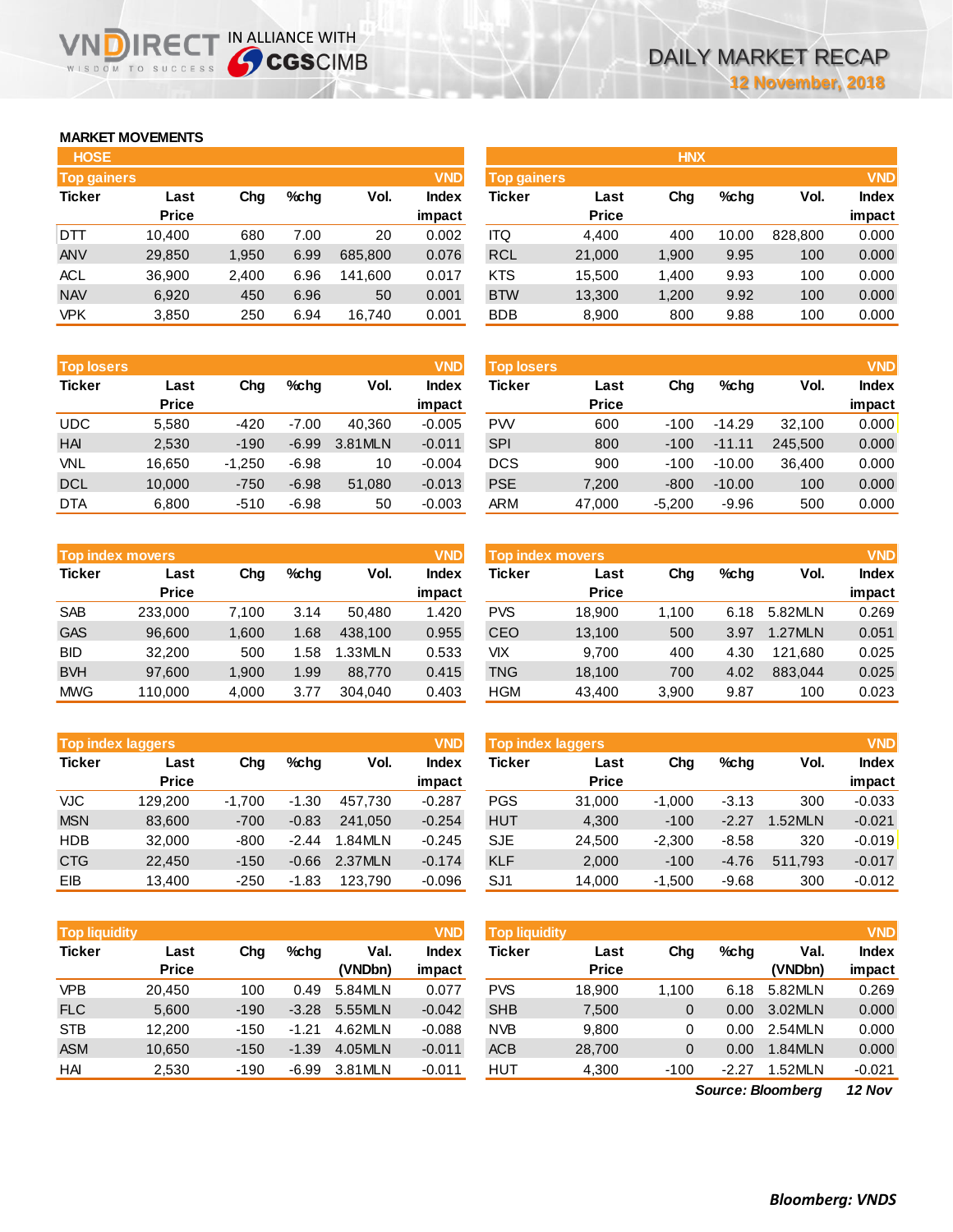DAILY MARKET RECAP

12 November, 2018

## MARKET MOVEMENTS

### HOSE

**Top gainers** (VND)

| Ticker | Last Price | Chg | %chg | Vol. | Index impact |
|---|---|---|---|---|---|
| DTT | 10,400 | 680 | 7.00 | 20 | 0.002 |
| ANV | 29,850 | 1,950 | 6.99 | 685,800 | 0.076 |
| ACL | 36,900 | 2,400 | 6.96 | 141,600 | 0.017 |
| NAV | 6,920 | 450 | 6.96 | 50 | 0.001 |
| VPK | 3,850 | 250 | 6.94 | 16,740 | 0.001 |

**Top losers** (VND)

| Ticker | Last Price | Chg | %chg | Vol. | Index impact |
|---|---|---|---|---|---|
| UDC | 5,580 | -420 | -7.00 | 40,360 | -0.005 |
| HAI | 2,530 | -190 | -6.99 | 3.81MLN | -0.011 |
| VNL | 16,650 | -1,250 | -6.98 | 10 | -0.004 |
| DCL | 10,000 | -750 | -6.98 | 51,080 | -0.013 |
| DTA | 6,800 | -510 | -6.98 | 50 | -0.003 |

**Top index movers** (VND)

| Ticker | Last Price | Chg | %chg | Vol. | Index impact |
|---|---|---|---|---|---|
| SAB | 233,000 | 7,100 | 3.14 | 50,480 | 1.420 |
| GAS | 96,600 | 1,600 | 1.68 | 438,100 | 0.955 |
| BID | 32,200 | 500 | 1.58 | 1.33MLN | 0.533 |
| BVH | 97,600 | 1,900 | 1.99 | 88,770 | 0.415 |
| MWG | 110,000 | 4,000 | 3.77 | 304,040 | 0.403 |

**Top index laggers** (VND)

| Ticker | Last Price | Chg | %chg | Vol. | Index impact |
|---|---|---|---|---|---|
| VJC | 129,200 | -1,700 | -1.30 | 457,730 | -0.287 |
| MSN | 83,600 | -700 | -0.83 | 241,050 | -0.254 |
| HDB | 32,000 | -800 | -2.44 | 1.84MLN | -0.245 |
| CTG | 22,450 | -150 | -0.66 | 2.37MLN | -0.174 |
| EIB | 13,400 | -250 | -1.83 | 123,790 | -0.096 |

**Top liquidity** (VND)

| Ticker | Last Price | Chg | %chg | Val. (VNDbn) | Index impact |
|---|---|---|---|---|---|
| VPB | 20,450 | 100 | 0.49 | 5.84MLN | 0.077 |
| FLC | 5,600 | -190 | -3.28 | 5.55MLN | -0.042 |
| STB | 12,200 | -150 | -1.21 | 4.62MLN | -0.088 |
| ASM | 10,650 | -150 | -1.39 | 4.05MLN | -0.011 |
| HAI | 2,530 | -190 | -6.99 | 3.81MLN | -0.011 |

### HNX

**Top gainers** (VND)

| Ticker | Last Price | Chg | %chg | Vol. | Index impact |
|---|---|---|---|---|---|
| ITQ | 4,400 | 400 | 10.00 | 828,800 | 0.000 |
| RCL | 21,000 | 1,900 | 9.95 | 100 | 0.000 |
| KTS | 15,500 | 1,400 | 9.93 | 100 | 0.000 |
| BTW | 13,300 | 1,200 | 9.92 | 100 | 0.000 |
| BDB | 8,900 | 800 | 9.88 | 100 | 0.000 |

**Top losers** (VND)

| Ticker | Last Price | Chg | %chg | Vol. | Index impact |
|---|---|---|---|---|---|
| PVV | 600 | -100 | -14.29 | 32,100 | 0.000 |
| SPI | 800 | -100 | -11.11 | 245,500 | 0.000 |
| DCS | 900 | -100 | -10.00 | 36,400 | 0.000 |
| PSE | 7,200 | -800 | -10.00 | 100 | 0.000 |
| ARM | 47,000 | -5,200 | -9.96 | 500 | 0.000 |

**Top index movers** (VND)

| Ticker | Last Price | Chg | %chg | Vol. | Index impact |
|---|---|---|---|---|---|
| PVS | 18,900 | 1,100 | 6.18 | 5.82MLN | 0.269 |
| CEO | 13,100 | 500 | 3.97 | 1.27MLN | 0.051 |
| VIX | 9,700 | 400 | 4.30 | 121,680 | 0.025 |
| TNG | 18,100 | 700 | 4.02 | 883,044 | 0.025 |
| HGM | 43,400 | 3,900 | 9.87 | 100 | 0.023 |

**Top index laggers** (VND)

| Ticker | Last Price | Chg | %chg | Vol. | Index impact |
|---|---|---|---|---|---|
| PGS | 31,000 | -1,000 | -3.13 | 300 | -0.033 |
| HUT | 4,300 | -100 | -2.27 | 1.52MLN | -0.021 |
| SJE | 24,500 | -2,300 | -8.58 | 320 | -0.019 |
| KLF | 2,000 | -100 | -4.76 | 511,793 | -0.017 |
| SJ1 | 14,000 | -1,500 | -9.68 | 300 | -0.012 |

**Top liquidity** (VND)

| Ticker | Last Price | Chg | %chg | Val. (VNDbn) | Index impact |
|---|---|---|---|---|---|
| PVS | 18,900 | 1,100 | 6.18 | 5.82MLN | 0.269 |
| SHB | 7,500 | 0 | 0.00 | 3.02MLN | 0.000 |
| NVB | 9,800 | 0 | 0.00 | 2.54MLN | 0.000 |
| ACB | 28,700 | 0 | 0.00 | 1.84MLN | 0.000 |
| HUT | 4,300 | -100 | -2.27 | 1.52MLN | -0.021 |

*Source: Bloomberg* *12 Nov*

***Bloomberg: VNDS***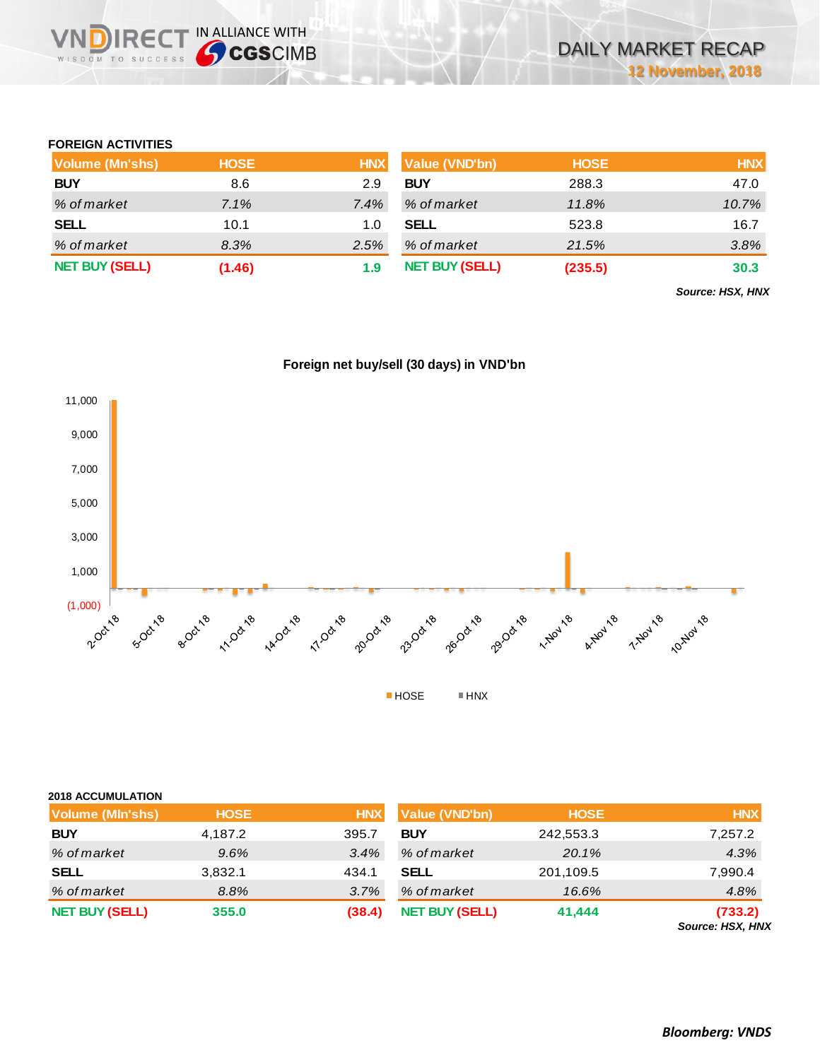## FOREIGN ACTIVITIES

| Volume (Mn'shs) | HOSE | HNX | Value (VND'bn) | HOSE | HNX |
|---|---|---|---|---|---|
| **BUY** | 8.6 | 2.9 | **BUY** | 288.3 | 47.0 |
| *% of market* | *7.1%* | *7.4%* | *% of market* | *11.8%* | *10.7%* |
| **SELL** | 10.1 | 1.0 | **SELL** | 523.8 | 16.7 |
| *% of market* | *8.3%* | *2.5%* | *% of market* | *21.5%* | *3.8%* |
| **NET BUY (SELL)** | **(1.46)** | **1.9** | **NET BUY (SELL)** | **(235.5)** | **30.3** |

*Source: HSX, HNX*

**Foreign net buy/sell (30 days) in VND'bn**

## 2018 ACCUMULATION

| Volume (Mln'shs) | HOSE | HNX | Value (VND'bn) | HOSE | HNX |
|---|---|---|---|---|---|
| **BUY** | 4,187.2 | 395.7 | **BUY** | 242,553.3 | 7,257.2 |
| *% of market* | *9.6%* | *3.4%* | *% of market* | *20.1%* | *4.3%* |
| **SELL** | 3,832.1 | 434.1 | **SELL** | 201,109.5 | 7,990.4 |
| *% of market* | *8.8%* | *3.7%* | *% of market* | *16.6%* | *4.8%* |
| **NET BUY (SELL)** | **355.0** | **(38.4)** | **NET BUY (SELL)** | **41,444** | **(733.2)** |

*Source: HSX, HNX*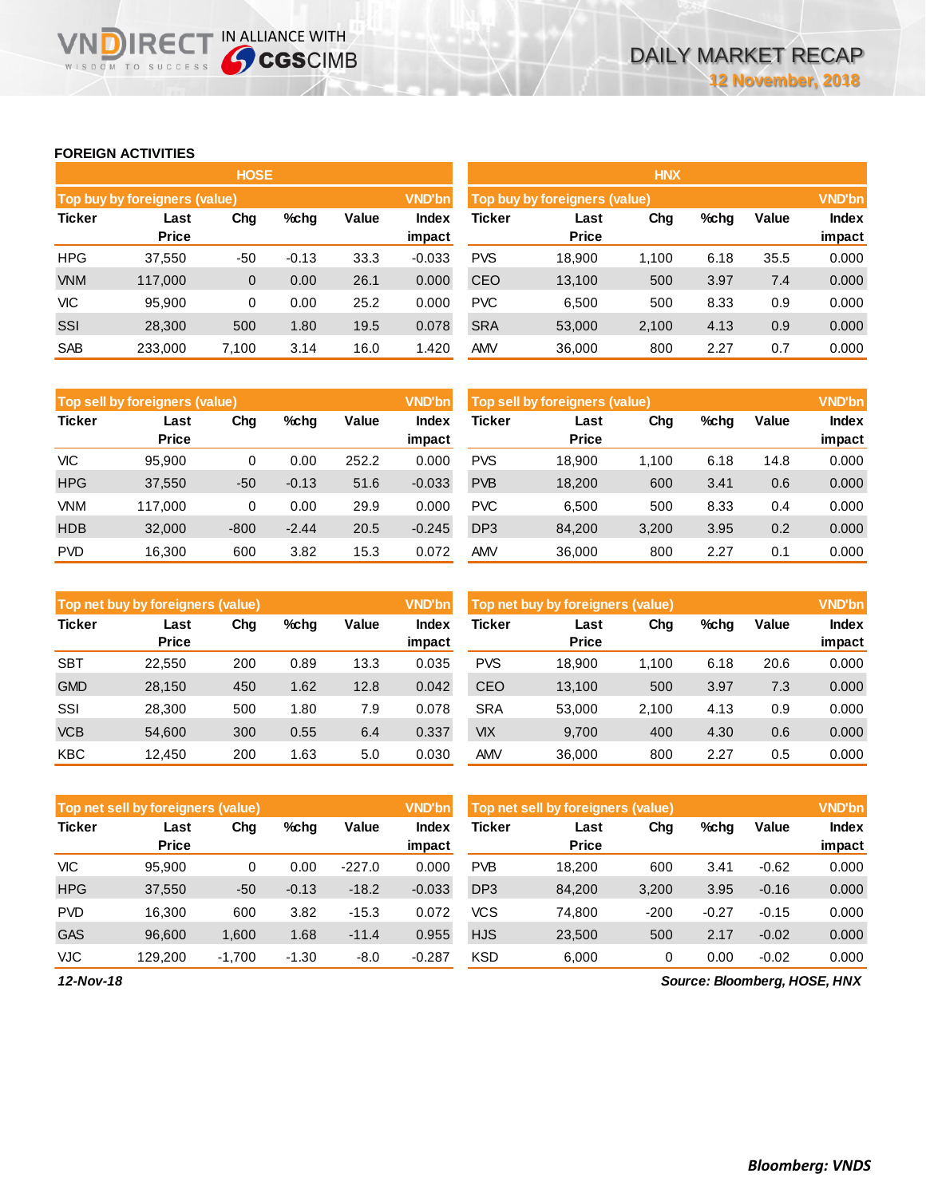## FOREIGN ACTIVITIES

### HOSE

**Top buy by foreigners (value)** — VND'bn

| Ticker | Last Price | Chg | %chg | Value | Index impact |
|---|---|---|---|---|---|
| HPG | 37,550 | -50 | -0.13 | 33.3 | -0.033 |
| VNM | 117,000 | 0 | 0.00 | 26.1 | 0.000 |
| VIC | 95,900 | 0 | 0.00 | 25.2 | 0.000 |
| SSI | 28,300 | 500 | 1.80 | 19.5 | 0.078 |
| SAB | 233,000 | 7,100 | 3.14 | 16.0 | 1.420 |

**Top sell by foreigners (value)** — VND'bn

| Ticker | Last Price | Chg | %chg | Value | Index impact |
|---|---|---|---|---|---|
| VIC | 95,900 | 0 | 0.00 | 252.2 | 0.000 |
| HPG | 37,550 | -50 | -0.13 | 51.6 | -0.033 |
| VNM | 117,000 | 0 | 0.00 | 29.9 | 0.000 |
| HDB | 32,000 | -800 | -2.44 | 20.5 | -0.245 |
| PVD | 16,300 | 600 | 3.82 | 15.3 | 0.072 |

**Top net buy by foreigners (value)** — VND'bn

| Ticker | Last Price | Chg | %chg | Value | Index impact |
|---|---|---|---|---|---|
| SBT | 22,550 | 200 | 0.89 | 13.3 | 0.035 |
| GMD | 28,150 | 450 | 1.62 | 12.8 | 0.042 |
| SSI | 28,300 | 500 | 1.80 | 7.9 | 0.078 |
| VCB | 54,600 | 300 | 0.55 | 6.4 | 0.337 |
| KBC | 12,450 | 200 | 1.63 | 5.0 | 0.030 |

**Top net sell by foreigners (value)** — VND'bn

| Ticker | Last Price | Chg | %chg | Value | Index impact |
|---|---|---|---|---|---|
| VIC | 95,900 | 0 | 0.00 | -227.0 | 0.000 |
| HPG | 37,550 | -50 | -0.13 | -18.2 | -0.033 |
| PVD | 16,300 | 600 | 3.82 | -15.3 | 0.072 |
| GAS | 96,600 | 1,600 | 1.68 | -11.4 | 0.955 |
| VJC | 129,200 | -1,700 | -1.30 | -8.0 | -0.287 |

### HNX

**Top buy by foreigners (value)** — VND'bn

| Ticker | Last Price | Chg | %chg | Value | Index impact |
|---|---|---|---|---|---|
| PVS | 18,900 | 1,100 | 6.18 | 35.5 | 0.000 |
| CEO | 13,100 | 500 | 3.97 | 7.4 | 0.000 |
| PVC | 6,500 | 500 | 8.33 | 0.9 | 0.000 |
| SRA | 53,000 | 2,100 | 4.13 | 0.9 | 0.000 |
| AMV | 36,000 | 800 | 2.27 | 0.7 | 0.000 |

**Top sell by foreigners (value)** — VND'bn

| Ticker | Last Price | Chg | %chg | Value | Index impact |
|---|---|---|---|---|---|
| PVS | 18,900 | 1,100 | 6.18 | 14.8 | 0.000 |
| PVB | 18,200 | 600 | 3.41 | 0.6 | 0.000 |
| PVC | 6,500 | 500 | 8.33 | 0.4 | 0.000 |
| DP3 | 84,200 | 3,200 | 3.95 | 0.2 | 0.000 |
| AMV | 36,000 | 800 | 2.27 | 0.1 | 0.000 |

**Top net buy by foreigners (value)** — VND'bn

| Ticker | Last Price | Chg | %chg | Value | Index impact |
|---|---|---|---|---|---|
| PVS | 18,900 | 1,100 | 6.18 | 20.6 | 0.000 |
| CEO | 13,100 | 500 | 3.97 | 7.3 | 0.000 |
| SRA | 53,000 | 2,100 | 4.13 | 0.9 | 0.000 |
| VIX | 9,700 | 400 | 4.30 | 0.6 | 0.000 |
| AMV | 36,000 | 800 | 2.27 | 0.5 | 0.000 |

**Top net sell by foreigners (value)** — VND'bn

| Ticker | Last Price | Chg | %chg | Value | Index impact |
|---|---|---|---|---|---|
| PVB | 18,200 | 600 | 3.41 | -0.62 | 0.000 |
| DP3 | 84,200 | 3,200 | 3.95 | -0.16 | 0.000 |
| VCS | 74,800 | -200 | -0.27 | -0.15 | 0.000 |
| HJS | 23,500 | 500 | 2.17 | -0.02 | 0.000 |
| KSD | 6,000 | 0 | 0.00 | -0.02 | 0.000 |

*12-Nov-18*

*Source: Bloomberg, HOSE, HNX*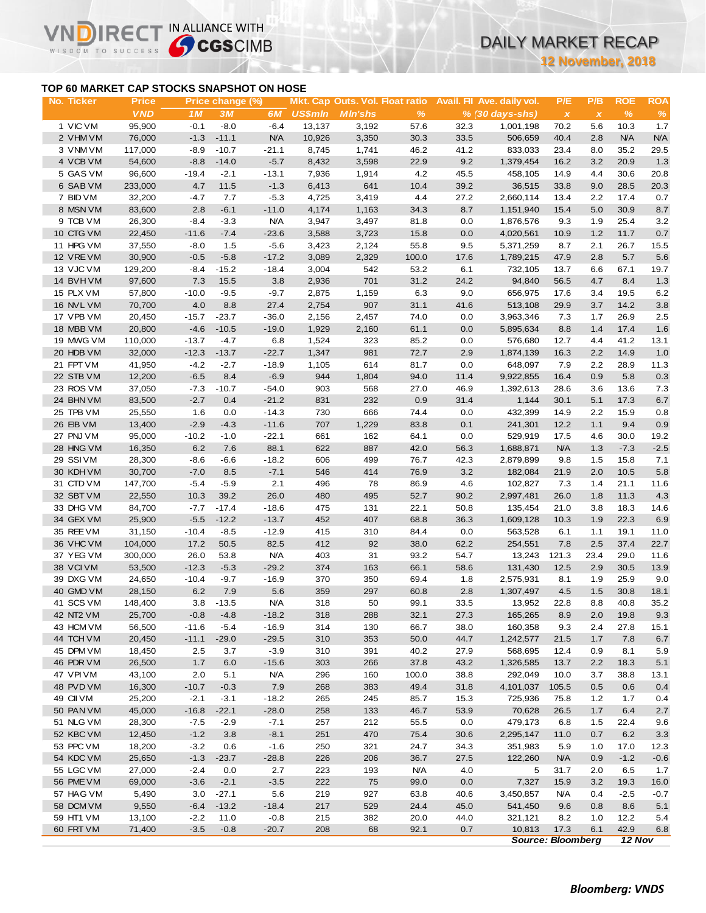# TOP 60 MARKET CAP STOCKS SNAPSHOT ON HOSE

| No. | Ticker | Price | Price change (%) | | | Mkt. Cap | Outs. Vol. | Float ratio | Avail. FII | Ave. daily vol. | P/E | P/B | ROE | ROA |
|---|---|---|---|---|---|---|---|---|---|---|---|---|---|---|
| | | VND | 1M | 3M | 6M | US$mln | Mln'shs | % | % | (30 days-shs) | x | x | % | % |
| 1 | VIC VM | 95,900 | -0.1 | -8.0 | -6.4 | 13,137 | 3,192 | 57.6 | 32.3 | 1,001,198 | 70.2 | 5.6 | 10.3 | 1.7 |
| 2 | VHM VM | 76,000 | -1.3 | -11.1 | N/A | 10,926 | 3,350 | 30.3 | 33.5 | 506,659 | 40.4 | 2.8 | N/A | N/A |
| 3 | VNM VM | 117,000 | -8.9 | -10.7 | -21.1 | 8,745 | 1,741 | 46.2 | 41.2 | 833,033 | 23.4 | 8.0 | 35.2 | 29.5 |
| 4 | VCB VM | 54,600 | -8.8 | -14.0 | -5.7 | 8,432 | 3,598 | 22.9 | 9.2 | 1,379,454 | 16.2 | 3.2 | 20.9 | 1.3 |
| 5 | GAS VM | 96,600 | -19.4 | -2.1 | -13.1 | 7,936 | 1,914 | 4.2 | 45.5 | 458,105 | 14.9 | 4.4 | 30.6 | 20.8 |
| 6 | SAB VM | 233,000 | 4.7 | 11.5 | -1.3 | 6,413 | 641 | 10.4 | 39.2 | 36,515 | 33.8 | 9.0 | 28.5 | 20.3 |
| 7 | BID VM | 32,200 | -4.7 | 7.7 | -5.3 | 4,725 | 3,419 | 4.4 | 27.2 | 2,660,114 | 13.4 | 2.2 | 17.4 | 0.7 |
| 8 | MSN VM | 83,600 | 2.8 | -6.1 | -11.0 | 4,174 | 1,163 | 34.3 | 8.7 | 1,151,940 | 15.4 | 5.0 | 30.9 | 8.7 |
| 9 | TCB VM | 26,300 | -8.4 | -3.3 | N/A | 3,947 | 3,497 | 81.8 | 0.0 | 1,876,576 | 9.3 | 1.9 | 25.4 | 3.2 |
| 10 | CTG VM | 22,450 | -11.6 | -7.4 | -23.6 | 3,588 | 3,723 | 15.8 | 0.0 | 4,020,561 | 10.9 | 1.2 | 11.7 | 0.7 |
| 11 | HPG VM | 37,550 | -8.0 | 1.5 | -5.6 | 3,423 | 2,124 | 55.8 | 9.5 | 5,371,259 | 8.7 | 2.1 | 26.7 | 15.5 |
| 12 | VRE VM | 30,900 | -0.5 | -5.8 | -17.2 | 3,089 | 2,329 | 100.0 | 17.6 | 1,789,215 | 47.9 | 2.8 | 5.7 | 5.6 |
| 13 | VJC VM | 129,200 | -8.4 | -15.2 | -18.4 | 3,004 | 542 | 53.2 | 6.1 | 732,105 | 13.7 | 6.6 | 67.1 | 19.7 |
| 14 | BVH VM | 97,600 | 7.3 | 15.5 | 3.8 | 2,936 | 701 | 31.2 | 24.2 | 94,840 | 56.5 | 4.7 | 8.4 | 1.3 |
| 15 | PLX VM | 57,800 | -10.0 | -9.5 | -9.7 | 2,875 | 1,159 | 6.3 | 9.0 | 656,975 | 17.6 | 3.4 | 19.5 | 6.2 |
| 16 | NVL VM | 70,700 | 4.0 | 8.8 | 27.4 | 2,754 | 907 | 31.1 | 41.6 | 513,108 | 29.9 | 3.7 | 14.2 | 3.8 |
| 17 | VPB VM | 20,450 | -15.7 | -23.7 | -36.0 | 2,156 | 2,457 | 74.0 | 0.0 | 3,963,346 | 7.3 | 1.7 | 26.9 | 2.5 |
| 18 | MBB VM | 20,800 | -4.6 | -10.5 | -19.0 | 1,929 | 2,160 | 61.1 | 0.0 | 5,895,634 | 8.8 | 1.4 | 17.4 | 1.6 |
| 19 | MWG VM | 110,000 | -13.7 | -4.7 | 6.8 | 1,524 | 323 | 85.2 | 0.0 | 576,680 | 12.7 | 4.4 | 41.2 | 13.1 |
| 20 | HDB VM | 32,000 | -12.3 | -13.7 | -22.7 | 1,347 | 981 | 72.7 | 2.9 | 1,874,139 | 16.3 | 2.2 | 14.9 | 1.0 |
| 21 | FPT VM | 41,950 | -4.2 | -2.7 | -18.9 | 1,105 | 614 | 81.7 | 0.0 | 648,097 | 7.9 | 2.2 | 28.9 | 11.3 |
| 22 | STB VM | 12,200 | -6.5 | 8.4 | -6.9 | 944 | 1,804 | 94.0 | 11.4 | 9,922,855 | 16.4 | 0.9 | 5.8 | 0.3 |
| 23 | ROS VM | 37,050 | -7.3 | -10.7 | -54.0 | 903 | 568 | 27.0 | 46.9 | 1,392,613 | 28.6 | 3.6 | 13.6 | 7.3 |
| 24 | BHN VM | 83,500 | -2.7 | 0.4 | -21.2 | 831 | 232 | 0.9 | 31.4 | 1,144 | 30.1 | 5.1 | 17.3 | 6.7 |
| 25 | TPB VM | 25,550 | 1.6 | 0.0 | -14.3 | 730 | 666 | 74.4 | 0.0 | 432,399 | 14.9 | 2.2 | 15.9 | 0.8 |
| 26 | EIB VM | 13,400 | -2.9 | -4.3 | -11.6 | 707 | 1,229 | 83.8 | 0.1 | 241,301 | 12.2 | 1.1 | 9.4 | 0.9 |
| 27 | PNJ VM | 95,000 | -10.2 | -1.0 | -22.1 | 661 | 162 | 64.1 | 0.0 | 529,919 | 17.5 | 4.6 | 30.0 | 19.2 |
| 28 | HNG VM | 16,350 | 6.2 | 7.6 | 88.1 | 622 | 887 | 42.0 | 56.3 | 1,688,871 | N/A | 1.3 | -7.3 | -2.5 |
| 29 | SSI VM | 28,300 | -8.6 | -6.6 | -18.2 | 606 | 499 | 76.7 | 42.3 | 2,879,899 | 9.8 | 1.5 | 15.8 | 7.1 |
| 30 | KDH VM | 30,700 | -7.0 | 8.5 | -7.1 | 546 | 414 | 76.9 | 3.2 | 182,084 | 21.9 | 2.0 | 10.5 | 5.8 |
| 31 | CTD VM | 147,700 | -5.4 | -5.9 | 2.1 | 496 | 78 | 86.9 | 4.6 | 102,827 | 7.3 | 1.4 | 21.1 | 11.6 |
| 32 | SBT VM | 22,550 | 10.3 | 39.2 | 26.0 | 480 | 495 | 52.7 | 90.2 | 2,997,481 | 26.0 | 1.8 | 11.3 | 4.3 |
| 33 | DHG VM | 84,700 | -7.7 | -17.4 | -18.6 | 475 | 131 | 22.1 | 50.8 | 135,454 | 21.0 | 3.8 | 18.3 | 14.6 |
| 34 | GEX VM | 25,900 | -5.5 | -12.2 | -13.7 | 452 | 407 | 68.8 | 36.3 | 1,609,128 | 10.3 | 1.9 | 22.3 | 6.9 |
| 35 | REE VM | 31,150 | -10.4 | -8.5 | -12.9 | 415 | 310 | 84.4 | 0.0 | 563,528 | 6.1 | 1.1 | 19.1 | 11.0 |
| 36 | VHC VM | 104,000 | 17.2 | 50.5 | 82.5 | 412 | 92 | 38.0 | 62.2 | 254,551 | 7.8 | 2.5 | 37.4 | 22.7 |
| 37 | YEG VM | 300,000 | 26.0 | 53.8 | N/A | 403 | 31 | 93.2 | 54.7 | 13,243 | 121.3 | 23.4 | 29.0 | 11.6 |
| 38 | VCI VM | 53,500 | -12.3 | -5.3 | -29.2 | 374 | 163 | 66.1 | 58.6 | 131,430 | 12.5 | 2.9 | 30.5 | 13.9 |
| 39 | DXG VM | 24,650 | -10.4 | -9.7 | -16.9 | 370 | 350 | 69.4 | 1.8 | 2,575,931 | 8.1 | 1.9 | 25.9 | 9.0 |
| 40 | GMD VM | 28,150 | 6.2 | 7.9 | 5.6 | 359 | 297 | 60.8 | 2.8 | 1,307,497 | 4.5 | 1.5 | 30.8 | 18.1 |
| 41 | SCS VM | 148,400 | 3.8 | -13.5 | N/A | 318 | 50 | 99.1 | 33.5 | 13,952 | 22.8 | 8.8 | 40.8 | 35.2 |
| 42 | NT2 VM | 25,700 | -0.8 | -4.8 | -18.2 | 318 | 288 | 32.1 | 27.3 | 165,265 | 8.9 | 2.0 | 19.8 | 9.3 |
| 43 | HCM VM | 56,500 | -11.6 | -5.4 | -16.9 | 314 | 130 | 66.7 | 38.0 | 160,358 | 9.3 | 2.4 | 27.8 | 15.1 |
| 44 | TCH VM | 20,450 | -11.1 | -29.0 | -29.5 | 310 | 353 | 50.0 | 44.7 | 1,242,577 | 21.5 | 1.7 | 7.8 | 6.7 |
| 45 | DPM VM | 18,450 | 2.5 | 3.7 | -3.9 | 310 | 391 | 40.2 | 27.9 | 568,695 | 12.4 | 0.9 | 8.1 | 5.9 |
| 46 | PDR VM | 26,500 | 1.7 | 6.0 | -15.6 | 303 | 266 | 37.8 | 43.2 | 1,326,585 | 13.7 | 2.2 | 18.3 | 5.1 |
| 47 | VPI VM | 43,100 | 2.0 | 5.1 | N/A | 296 | 160 | 100.0 | 38.8 | 292,049 | 10.0 | 3.7 | 38.8 | 13.1 |
| 48 | PVD VM | 16,300 | -10.7 | -0.3 | 7.9 | 268 | 383 | 49.4 | 31.8 | 4,101,037 | 105.5 | 0.5 | 0.6 | 0.4 |
| 49 | CII VM | 25,200 | -2.1 | -3.1 | -18.2 | 265 | 245 | 85.7 | 15.3 | 725,936 | 75.8 | 1.2 | 1.7 | 0.4 |
| 50 | PAN VM | 45,000 | -16.8 | -22.1 | -28.0 | 258 | 133 | 46.7 | 53.9 | 70,628 | 26.5 | 1.7 | 6.4 | 2.7 |
| 51 | NLG VM | 28,300 | -7.5 | -2.9 | -7.1 | 257 | 212 | 55.5 | 0.0 | 479,173 | 6.8 | 1.5 | 22.4 | 9.6 |
| 52 | KBC VM | 12,450 | -1.2 | 3.8 | -8.1 | 251 | 470 | 75.4 | 30.6 | 2,295,147 | 11.0 | 0.7 | 6.2 | 3.3 |
| 53 | PPC VM | 18,200 | -3.2 | 0.6 | -1.6 | 250 | 321 | 24.7 | 34.3 | 351,983 | 5.9 | 1.0 | 17.0 | 12.3 |
| 54 | KDC VM | 25,650 | -1.3 | -23.7 | -28.8 | 226 | 206 | 36.7 | 27.5 | 122,260 | N/A | 0.9 | -1.2 | -0.6 |
| 55 | LGC VM | 27,000 | -2.4 | 0.0 | 2.7 | 223 | 193 | N/A | 4.0 | 5 | 31.7 | 2.0 | 6.5 | 1.7 |
| 56 | PME VM | 69,000 | -3.6 | -2.1 | -3.5 | 222 | 75 | 99.0 | 0.0 | 7,327 | 15.9 | 3.2 | 19.3 | 16.0 |
| 57 | HAG VM | 5,490 | 3.0 | -27.1 | 5.6 | 219 | 927 | 63.8 | 40.6 | 3,450,857 | N/A | 0.4 | -2.5 | -0.7 |
| 58 | DCM VM | 9,550 | -6.4 | -13.2 | -18.4 | 217 | 529 | 24.4 | 45.0 | 541,450 | 9.6 | 0.8 | 8.6 | 5.1 |
| 59 | HT1 VM | 13,100 | -2.2 | 11.0 | -0.8 | 215 | 382 | 20.0 | 44.0 | 321,121 | 8.2 | 1.0 | 12.2 | 5.4 |
| 60 | FRT VM | 71,400 | -3.5 | -0.8 | -20.7 | 208 | 68 | 92.1 | 0.7 | 10,813 | 17.3 | 6.1 | 42.9 | 6.8 |

*Source: Bloomberg* *12 Nov*

***Bloomberg: VNDS***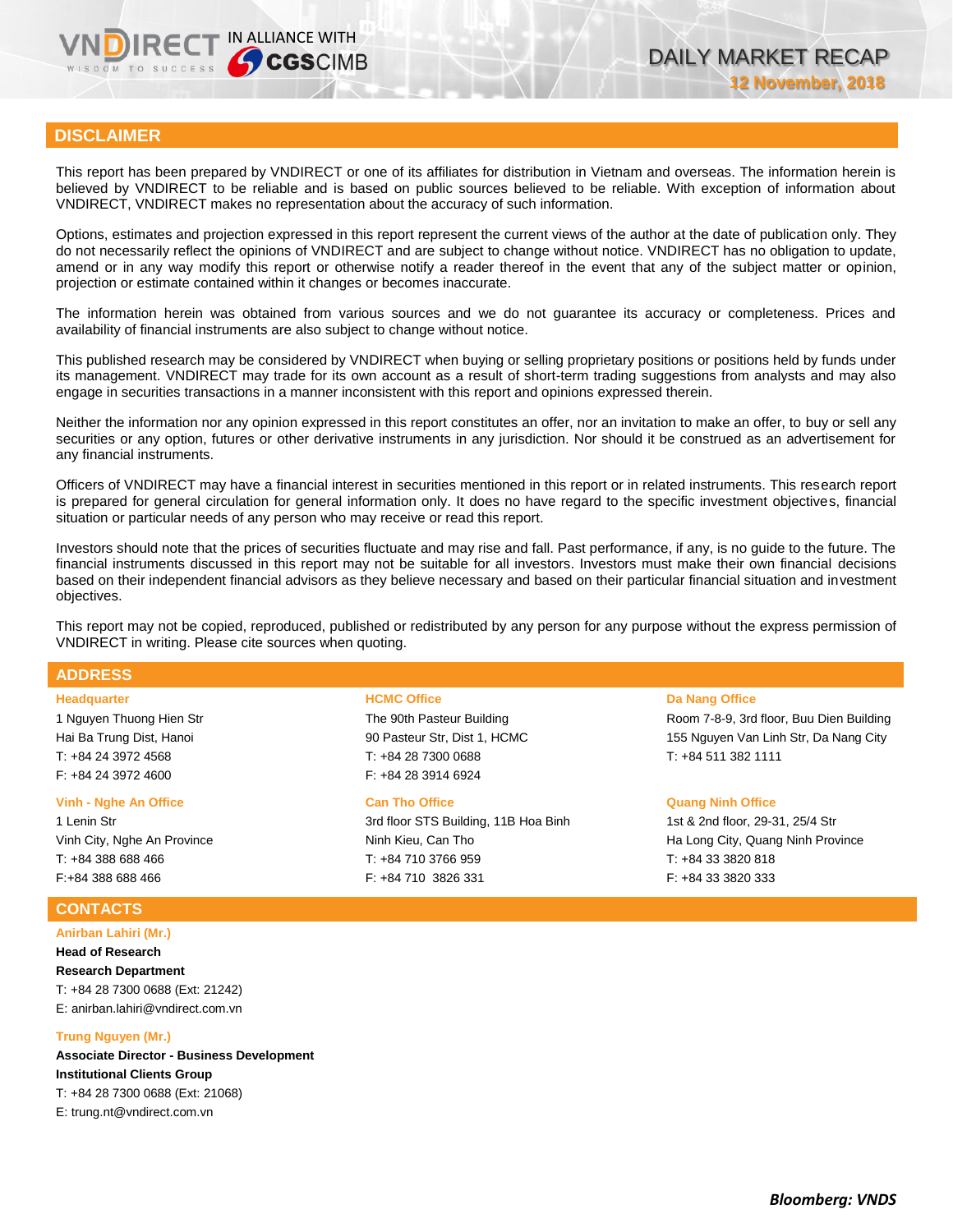## DISCLAIMER

This report has been prepared by VNDIRECT or one of its affiliates for distribution in Vietnam and overseas. The information herein is believed by VNDIRECT to be reliable and is based on public sources believed to be reliable. With exception of information about VNDIRECT, VNDIRECT makes no representation about the accuracy of such information.

Options, estimates and projection expressed in this report represent the current views of the author at the date of publication only. They do not necessarily reflect the opinions of VNDIRECT and are subject to change without notice. VNDIRECT has no obligation to update, amend or in any way modify this report or otherwise notify a reader thereof in the event that any of the subject matter or opinion, projection or estimate contained within it changes or becomes inaccurate.

The information herein was obtained from various sources and we do not guarantee its accuracy or completeness. Prices and availability of financial instruments are also subject to change without notice.

This published research may be considered by VNDIRECT when buying or selling proprietary positions or positions held by funds under its management. VNDIRECT may trade for its own account as a result of short-term trading suggestions from analysts and may also engage in securities transactions in a manner inconsistent with this report and opinions expressed therein.

Neither the information nor any opinion expressed in this report constitutes an offer, nor an invitation to make an offer, to buy or sell any securities or any option, futures or other derivative instruments in any jurisdiction. Nor should it be construed as an advertisement for any financial instruments.

Officers of VNDIRECT may have a financial interest in securities mentioned in this report or in related instruments. This research report is prepared for general circulation for general information only. It does no have regard to the specific investment objectives, financial situation or particular needs of any person who may receive or read this report.

Investors should note that the prices of securities fluctuate and may rise and fall. Past performance, if any, is no guide to the future. The financial instruments discussed in this report may not be suitable for all investors. Investors must make their own financial decisions based on their independent financial advisors as they believe necessary and based on their particular financial situation and investment objectives.

This report may not be copied, reproduced, published or redistributed by any person for any purpose without the express permission of VNDIRECT in writing. Please cite sources when quoting.

## ADDRESS

**Headquarter**
1 Nguyen Thuong Hien Str
Hai Ba Trung Dist, Hanoi
T: +84 24 3972 4568
F: +84 24 3972 4600

**HCMC Office**
The 90th Pasteur Building
90 Pasteur Str, Dist 1, HCMC
T: +84 28 7300 0688
F: +84 28 3914 6924

**Da Nang Office**
Room 7-8-9, 3rd floor, Buu Dien Building
155 Nguyen Van Linh Str, Da Nang City
T: +84 511 382 1111

**Vinh - Nghe An Office**
1 Lenin Str
Vinh City, Nghe An Province
T: +84 388 688 466
F:+84 388 688 466

**Can Tho Office**
3rd floor STS Building, 11B Hoa Binh
Ninh Kieu, Can Tho
T: +84 710 3766 959
F: +84 710 3826 331

**Quang Ninh Office**
1st & 2nd floor, 29-31, 25/4 Str
Ha Long City, Quang Ninh Province
T: +84 33 3820 818
F: +84 33 3820 333

## CONTACTS

**Anirban Lahiri (Mr.)**
**Head of Research**
**Research Department**
T: +84 28 7300 0688 (Ext: 21242)
E: anirban.lahiri@vndirect.com.vn

**Trung Nguyen (Mr.)**
**Associate Director - Business Development**
**Institutional Clients Group**
T: +84 28 7300 0688 (Ext: 21068)
E: trung.nt@vndirect.com.vn

***Bloomberg: VNDS***